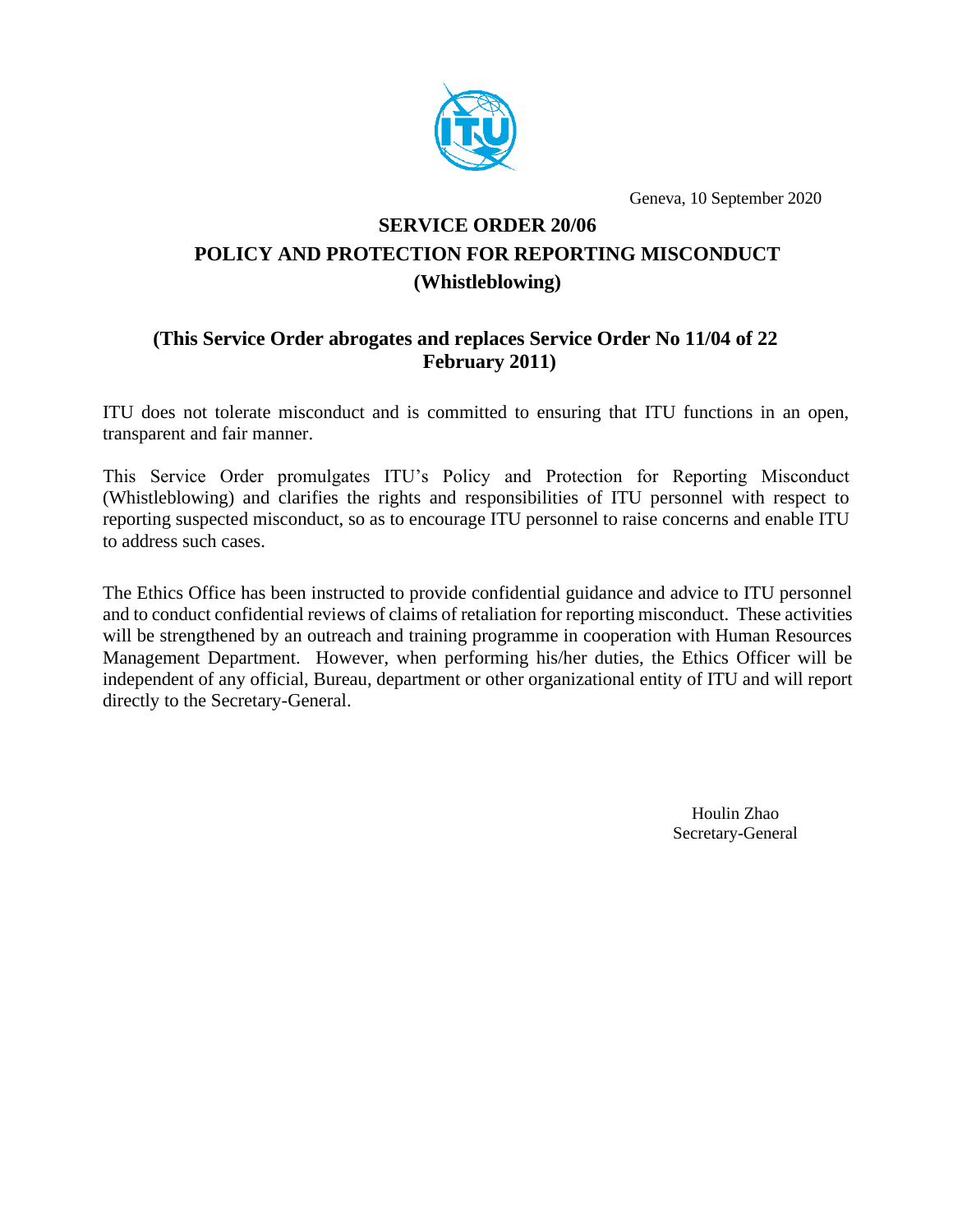Geneva, 10 September 2020

# SERVICE ORDER 20/06
# POLICY AND PROTECTION FOR REPORTING MISCONDUCT
# (Whistleblowing)

## (This Service Order abrogates and replaces Service Order No 11/04 of 22 February 2011)

ITU does not tolerate misconduct and is committed to ensuring that ITU functions in an open, transparent and fair manner.

This Service Order promulgates ITU's Policy and Protection for Reporting Misconduct (Whistleblowing) and clarifies the rights and responsibilities of ITU personnel with respect to reporting suspected misconduct, so as to encourage ITU personnel to raise concerns and enable ITU to address such cases.

The Ethics Office has been instructed to provide confidential guidance and advice to ITU personnel and to conduct confidential reviews of claims of retaliation for reporting misconduct. These activities will be strengthened by an outreach and training programme in cooperation with Human Resources Management Department. However, when performing his/her duties, the Ethics Officer will be independent of any official, Bureau, department or other organizational entity of ITU and will report directly to the Secretary-General.

Houlin Zhao
Secretary-General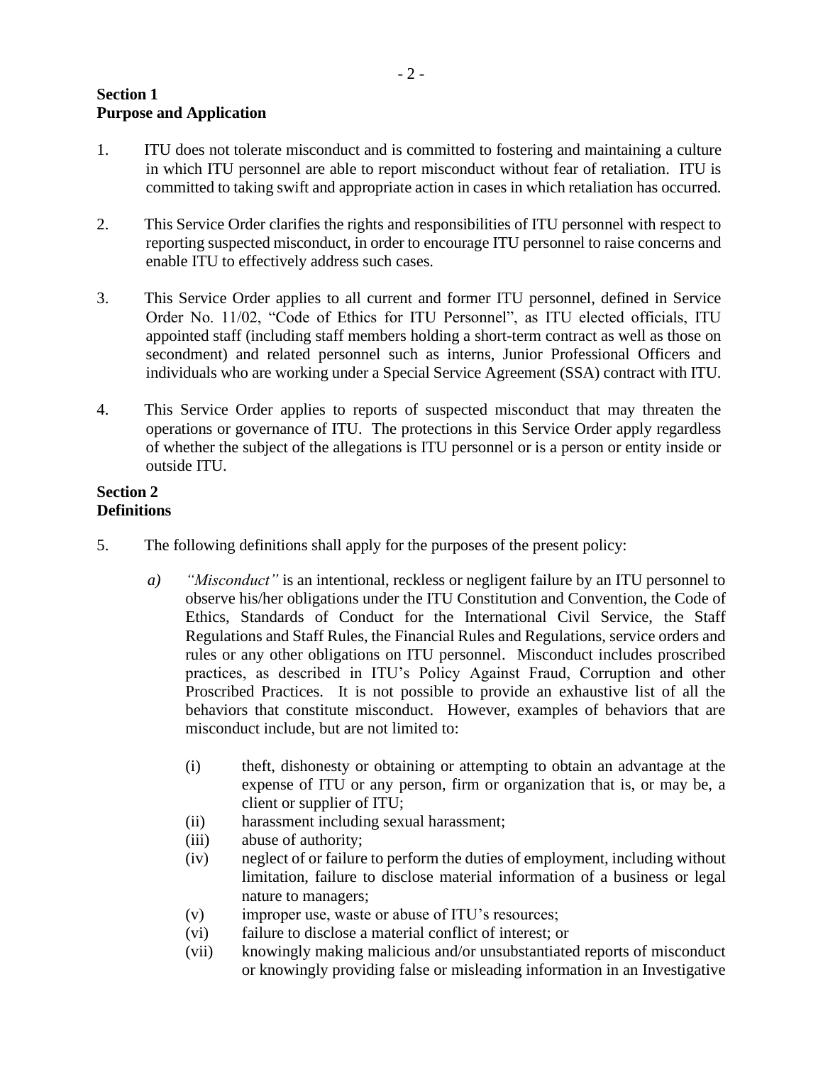**Section 1**
**Purpose and Application**

1. ITU does not tolerate misconduct and is committed to fostering and maintaining a culture in which ITU personnel are able to report misconduct without fear of retaliation. ITU is committed to taking swift and appropriate action in cases in which retaliation has occurred.

2. This Service Order clarifies the rights and responsibilities of ITU personnel with respect to reporting suspected misconduct, in order to encourage ITU personnel to raise concerns and enable ITU to effectively address such cases.

3. This Service Order applies to all current and former ITU personnel, defined in Service Order No. 11/02, "Code of Ethics for ITU Personnel", as ITU elected officials, ITU appointed staff (including staff members holding a short-term contract as well as those on secondment) and related personnel such as interns, Junior Professional Officers and individuals who are working under a Special Service Agreement (SSA) contract with ITU.

4. This Service Order applies to reports of suspected misconduct that may threaten the operations or governance of ITU. The protections in this Service Order apply regardless of whether the subject of the allegations is ITU personnel or is a person or entity inside or outside ITU.

**Section 2**
**Definitions**

5. The following definitions shall apply for the purposes of the present policy:

   *a)* *"Misconduct"* is an intentional, reckless or negligent failure by an ITU personnel to observe his/her obligations under the ITU Constitution and Convention, the Code of Ethics, Standards of Conduct for the International Civil Service, the Staff Regulations and Staff Rules, the Financial Rules and Regulations, service orders and rules or any other obligations on ITU personnel. Misconduct includes proscribed practices, as described in ITU's Policy Against Fraud, Corruption and other Proscribed Practices. It is not possible to provide an exhaustive list of all the behaviors that constitute misconduct. However, examples of behaviors that are misconduct include, but are not limited to:

      (i) theft, dishonesty or obtaining or attempting to obtain an advantage at the expense of ITU or any person, firm or organization that is, or may be, a client or supplier of ITU;
      (ii) harassment including sexual harassment;
      (iii) abuse of authority;
      (iv) neglect of or failure to perform the duties of employment, including without limitation, failure to disclose material information of a business or legal nature to managers;
      (v) improper use, waste or abuse of ITU's resources;
      (vi) failure to disclose a material conflict of interest; or
      (vii) knowingly making malicious and/or unsubstantiated reports of misconduct or knowingly providing false or misleading information in an Investigative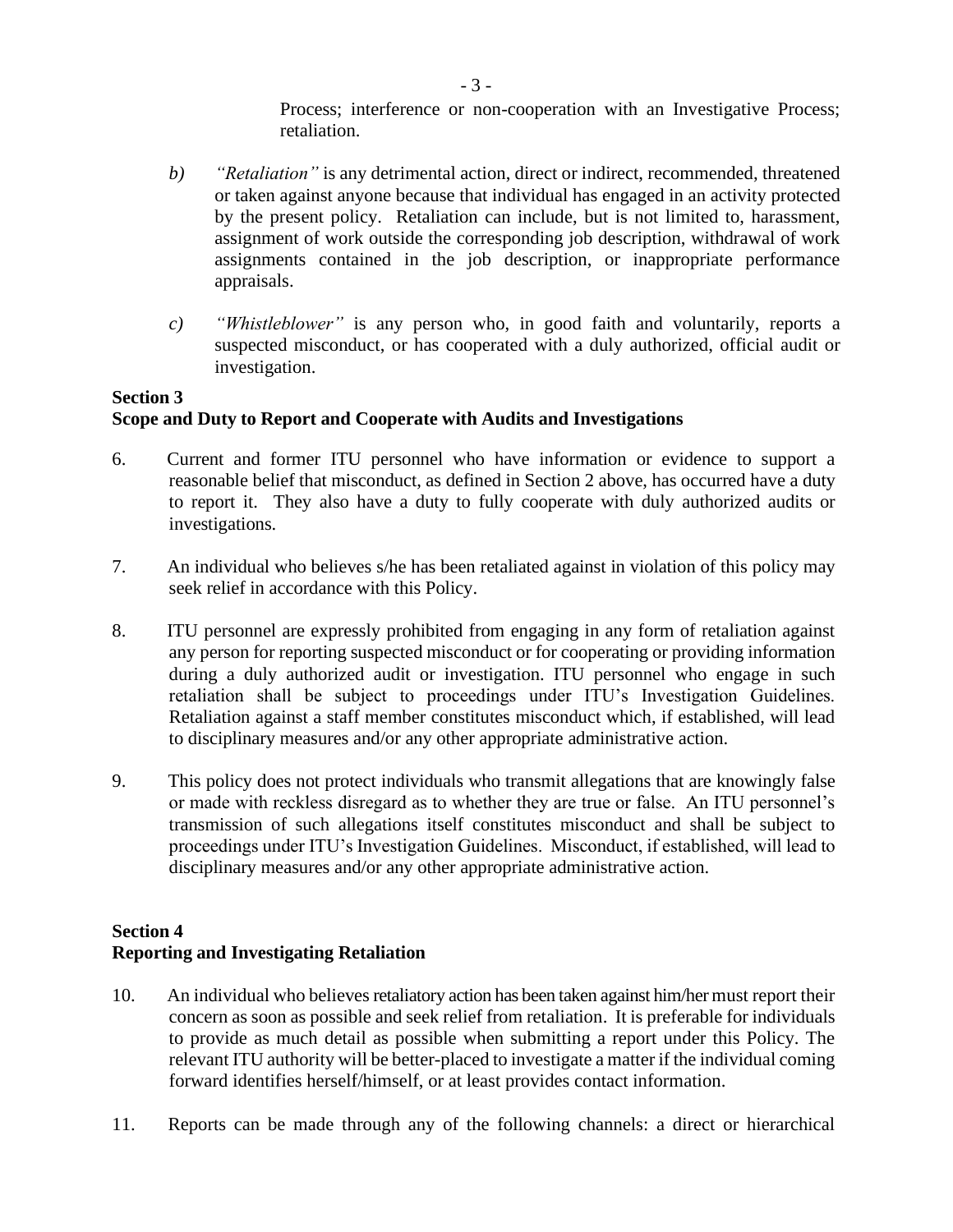Process; interference or non-cooperation with an Investigative Process; retaliation.

b) *"Retaliation"* is any detrimental action, direct or indirect, recommended, threatened or taken against anyone because that individual has engaged in an activity protected by the present policy. Retaliation can include, but is not limited to, harassment, assignment of work outside the corresponding job description, withdrawal of work assignments contained in the job description, or inappropriate performance appraisals.

c) *"Whistleblower"* is any person who, in good faith and voluntarily, reports a suspected misconduct, or has cooperated with a duly authorized, official audit or investigation.

**Section 3**
**Scope and Duty to Report and Cooperate with Audits and Investigations**

6. Current and former ITU personnel who have information or evidence to support a reasonable belief that misconduct, as defined in Section 2 above, has occurred have a duty to report it. They also have a duty to fully cooperate with duly authorized audits or investigations.

7. An individual who believes s/he has been retaliated against in violation of this policy may seek relief in accordance with this Policy.

8. ITU personnel are expressly prohibited from engaging in any form of retaliation against any person for reporting suspected misconduct or for cooperating or providing information during a duly authorized audit or investigation. ITU personnel who engage in such retaliation shall be subject to proceedings under ITU's Investigation Guidelines. Retaliation against a staff member constitutes misconduct which, if established, will lead to disciplinary measures and/or any other appropriate administrative action.

9. This policy does not protect individuals who transmit allegations that are knowingly false or made with reckless disregard as to whether they are true or false. An ITU personnel's transmission of such allegations itself constitutes misconduct and shall be subject to proceedings under ITU's Investigation Guidelines. Misconduct, if established, will lead to disciplinary measures and/or any other appropriate administrative action.

**Section 4**
**Reporting and Investigating Retaliation**

10. An individual who believes retaliatory action has been taken against him/her must report their concern as soon as possible and seek relief from retaliation. It is preferable for individuals to provide as much detail as possible when submitting a report under this Policy. The relevant ITU authority will be better-placed to investigate a matter if the individual coming forward identifies herself/himself, or at least provides contact information.

11. Reports can be made through any of the following channels: a direct or hierarchical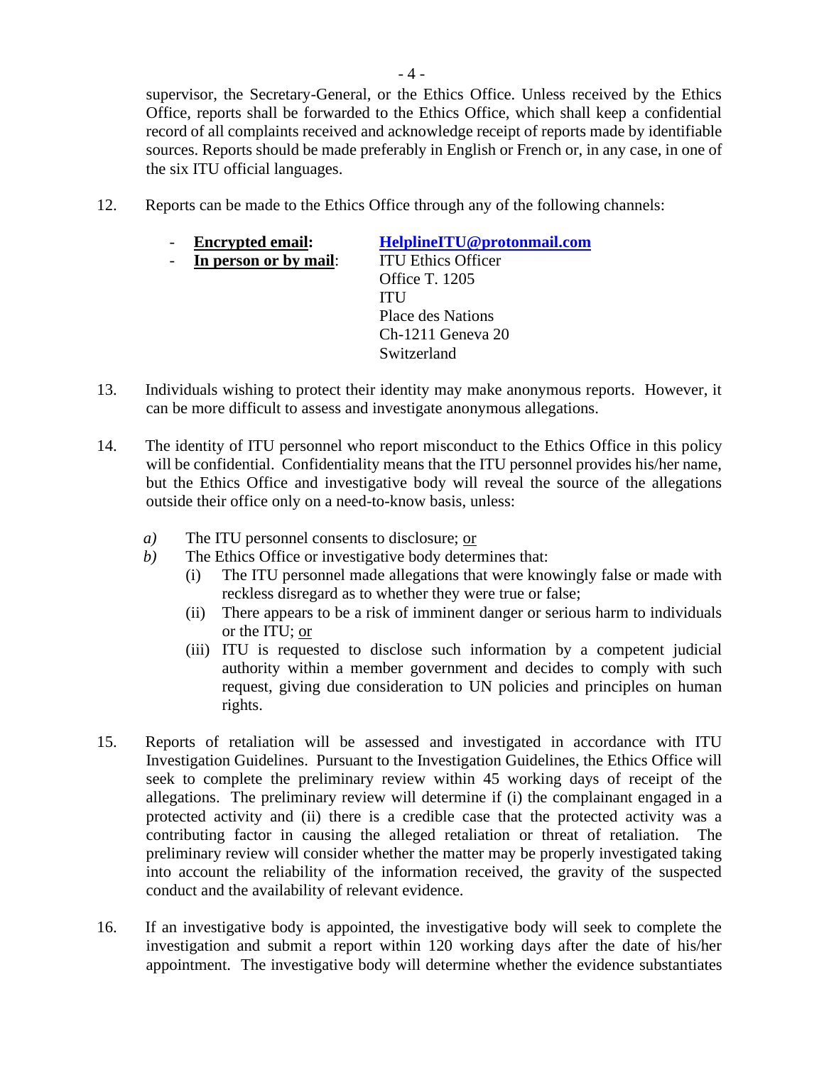supervisor, the Secretary-General, or the Ethics Office. Unless received by the Ethics Office, reports shall be forwarded to the Ethics Office, which shall keep a confidential record of all complaints received and acknowledge receipt of reports made by identifiable sources. Reports should be made preferably in English or French or, in any case, in one of the six ITU official languages.

12. Reports can be made to the Ethics Office through any of the following channels:

- **Encrypted email:** **HelplineITU@protonmail.com**
- **In person or by mail**: ITU Ethics Officer
  Office T. 1205
  ITU
  Place des Nations
  Ch-1211 Geneva 20
  Switzerland

13. Individuals wishing to protect their identity may make anonymous reports. However, it can be more difficult to assess and investigate anonymous allegations.

14. The identity of ITU personnel who report misconduct to the Ethics Office in this policy will be confidential. Confidentiality means that the ITU personnel provides his/her name, but the Ethics Office and investigative body will reveal the source of the allegations outside their office only on a need-to-know basis, unless:

   *a)* The ITU personnel consents to disclosure; or
   *b)* The Ethics Office or investigative body determines that:
      (i) The ITU personnel made allegations that were knowingly false or made with reckless disregard as to whether they were true or false;
      (ii) There appears to be a risk of imminent danger or serious harm to individuals or the ITU; or
      (iii) ITU is requested to disclose such information by a competent judicial authority within a member government and decides to comply with such request, giving due consideration to UN policies and principles on human rights.

15. Reports of retaliation will be assessed and investigated in accordance with ITU Investigation Guidelines. Pursuant to the Investigation Guidelines, the Ethics Office will seek to complete the preliminary review within 45 working days of receipt of the allegations. The preliminary review will determine if (i) the complainant engaged in a protected activity and (ii) there is a credible case that the protected activity was a contributing factor in causing the alleged retaliation or threat of retaliation. The preliminary review will consider whether the matter may be properly investigated taking into account the reliability of the information received, the gravity of the suspected conduct and the availability of relevant evidence.

16. If an investigative body is appointed, the investigative body will seek to complete the investigation and submit a report within 120 working days after the date of his/her appointment. The investigative body will determine whether the evidence substantiates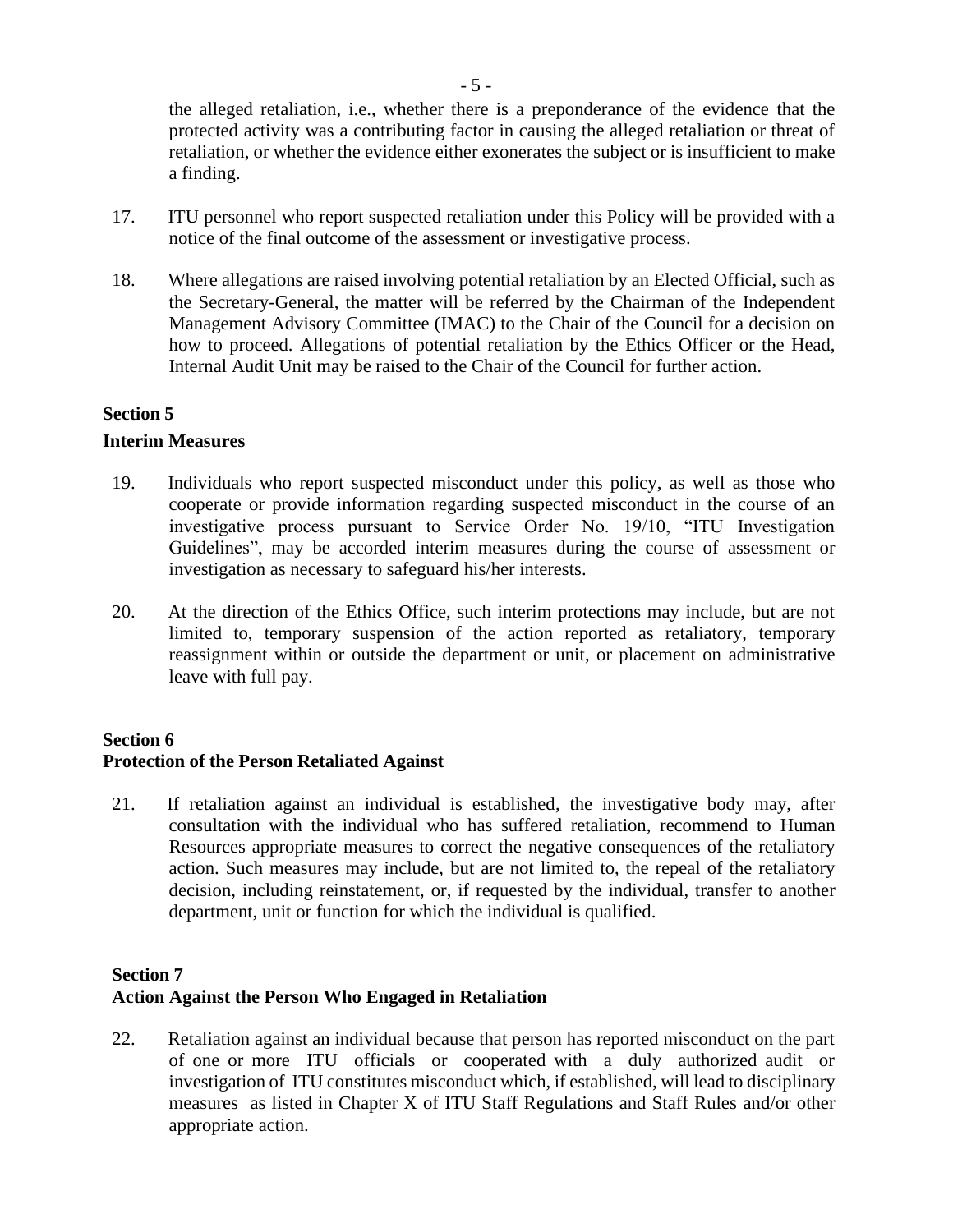the alleged retaliation, i.e., whether there is a preponderance of the evidence that the protected activity was a contributing factor in causing the alleged retaliation or threat of retaliation, or whether the evidence either exonerates the subject or is insufficient to make a finding.

17. ITU personnel who report suspected retaliation under this Policy will be provided with a notice of the final outcome of the assessment or investigative process.

18. Where allegations are raised involving potential retaliation by an Elected Official, such as the Secretary-General, the matter will be referred by the Chairman of the Independent Management Advisory Committee (IMAC) to the Chair of the Council for a decision on how to proceed. Allegations of potential retaliation by the Ethics Officer or the Head, Internal Audit Unit may be raised to the Chair of the Council for further action.

**Section 5**

**Interim Measures**

19. Individuals who report suspected misconduct under this policy, as well as those who cooperate or provide information regarding suspected misconduct in the course of an investigative process pursuant to Service Order No. 19/10, "ITU Investigation Guidelines", may be accorded interim measures during the course of assessment or investigation as necessary to safeguard his/her interests.

20. At the direction of the Ethics Office, such interim protections may include, but are not limited to, temporary suspension of the action reported as retaliatory, temporary reassignment within or outside the department or unit, or placement on administrative leave with full pay.

**Section 6**
**Protection of the Person Retaliated Against**

21. If retaliation against an individual is established, the investigative body may, after consultation with the individual who has suffered retaliation, recommend to Human Resources appropriate measures to correct the negative consequences of the retaliatory action. Such measures may include, but are not limited to, the repeal of the retaliatory decision, including reinstatement, or, if requested by the individual, transfer to another department, unit or function for which the individual is qualified.

**Section 7**
**Action Against the Person Who Engaged in Retaliation**

22. Retaliation against an individual because that person has reported misconduct on the part of one or more ITU officials or cooperated with a duly authorized audit or investigation of ITU constitutes misconduct which, if established, will lead to disciplinary measures as listed in Chapter X of ITU Staff Regulations and Staff Rules and/or other appropriate action.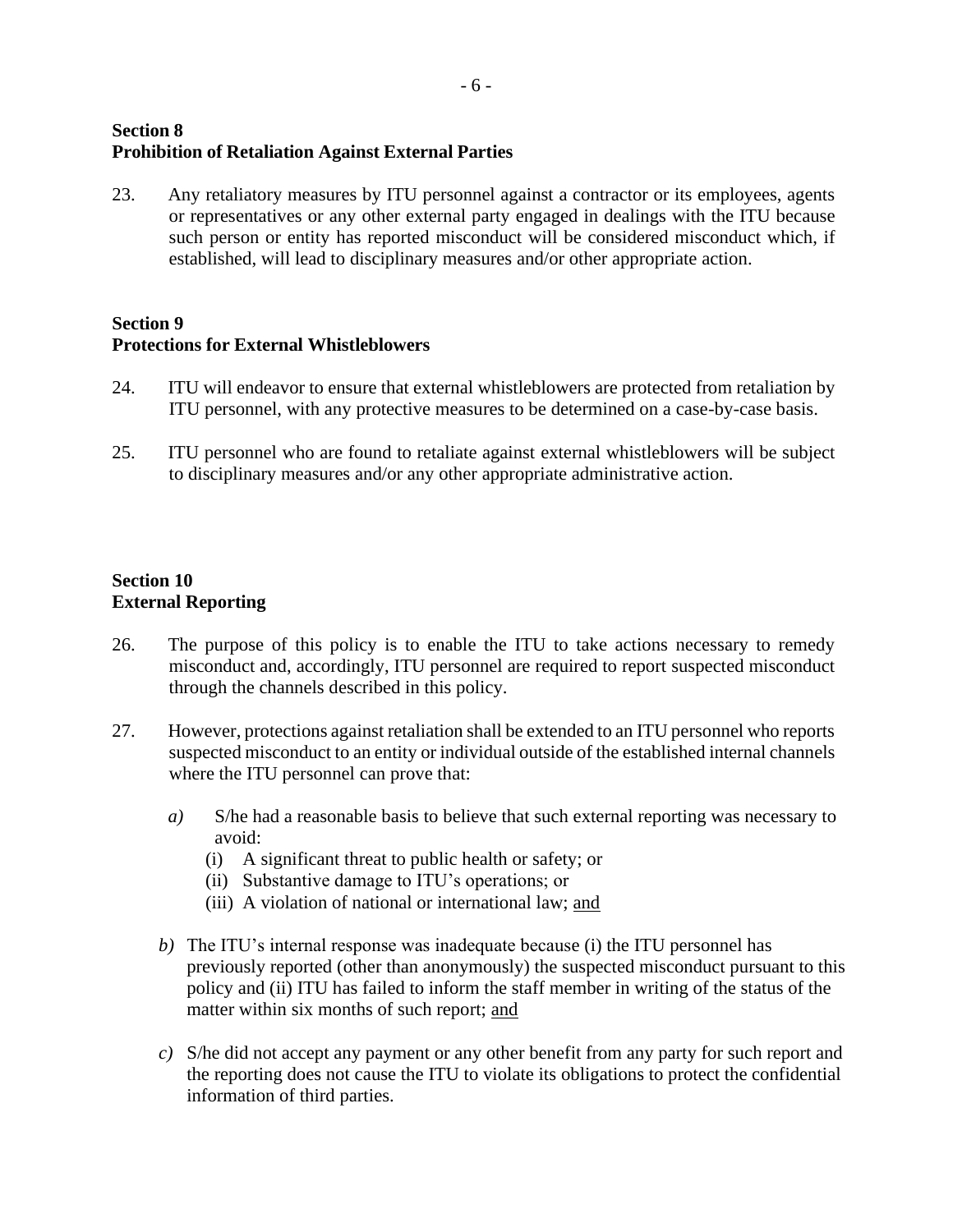## Section 8
## Prohibition of Retaliation Against External Parties

23. Any retaliatory measures by ITU personnel against a contractor or its employees, agents or representatives or any other external party engaged in dealings with the ITU because such person or entity has reported misconduct will be considered misconduct which, if established, will lead to disciplinary measures and/or other appropriate action.

## Section 9
## Protections for External Whistleblowers

24. ITU will endeavor to ensure that external whistleblowers are protected from retaliation by ITU personnel, with any protective measures to be determined on a case-by-case basis.

25. ITU personnel who are found to retaliate against external whistleblowers will be subject to disciplinary measures and/or any other appropriate administrative action.

## Section 10
## External Reporting

26. The purpose of this policy is to enable the ITU to take actions necessary to remedy misconduct and, accordingly, ITU personnel are required to report suspected misconduct through the channels described in this policy.

27. However, protections against retaliation shall be extended to an ITU personnel who reports suspected misconduct to an entity or individual outside of the established internal channels where the ITU personnel can prove that:

   *a)* S/he had a reasonable basis to believe that such external reporting was necessary to avoid:
      (i) A significant threat to public health or safety; or
      (ii) Substantive damage to ITU's operations; or
      (iii) A violation of national or international law; and

   *b)* The ITU's internal response was inadequate because (i) the ITU personnel has previously reported (other than anonymously) the suspected misconduct pursuant to this policy and (ii) ITU has failed to inform the staff member in writing of the status of the matter within six months of such report; and

   *c)* S/he did not accept any payment or any other benefit from any party for such report and the reporting does not cause the ITU to violate its obligations to protect the confidential information of third parties.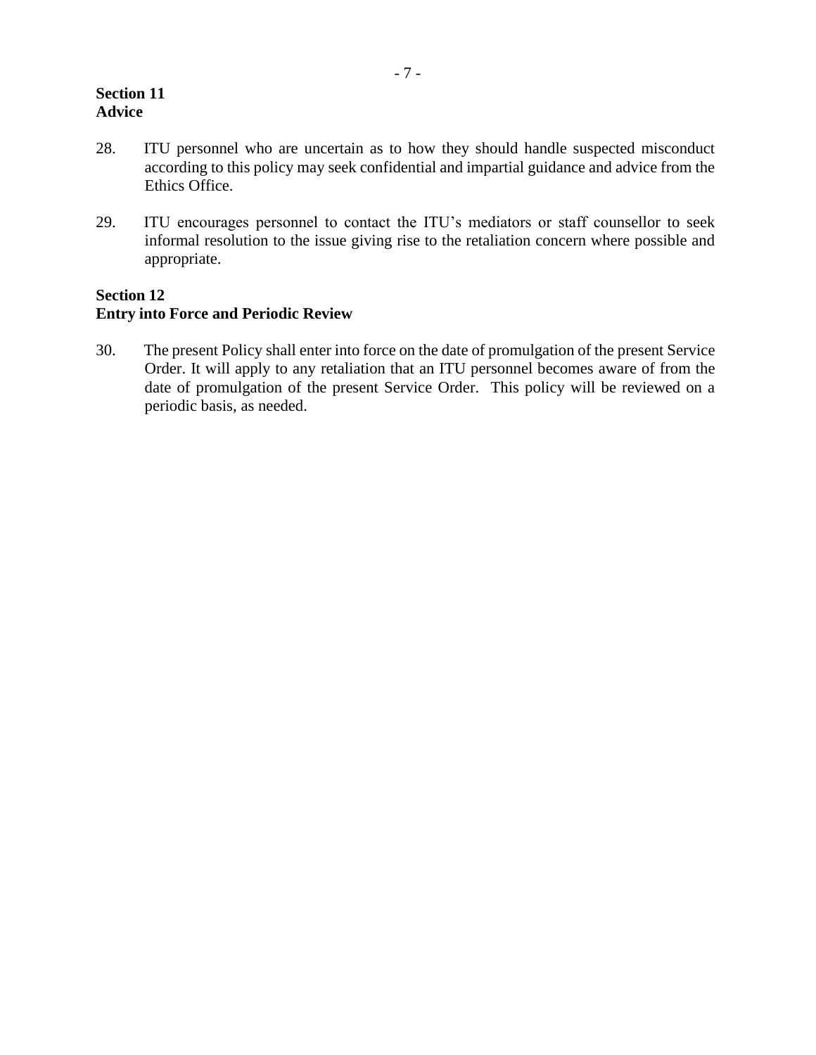**Section 11**
**Advice**

28. ITU personnel who are uncertain as to how they should handle suspected misconduct according to this policy may seek confidential and impartial guidance and advice from the Ethics Office.

29. ITU encourages personnel to contact the ITU's mediators or staff counsellor to seek informal resolution to the issue giving rise to the retaliation concern where possible and appropriate.

**Section 12**
**Entry into Force and Periodic Review**

30. The present Policy shall enter into force on the date of promulgation of the present Service Order. It will apply to any retaliation that an ITU personnel becomes aware of from the date of promulgation of the present Service Order. This policy will be reviewed on a periodic basis, as needed.